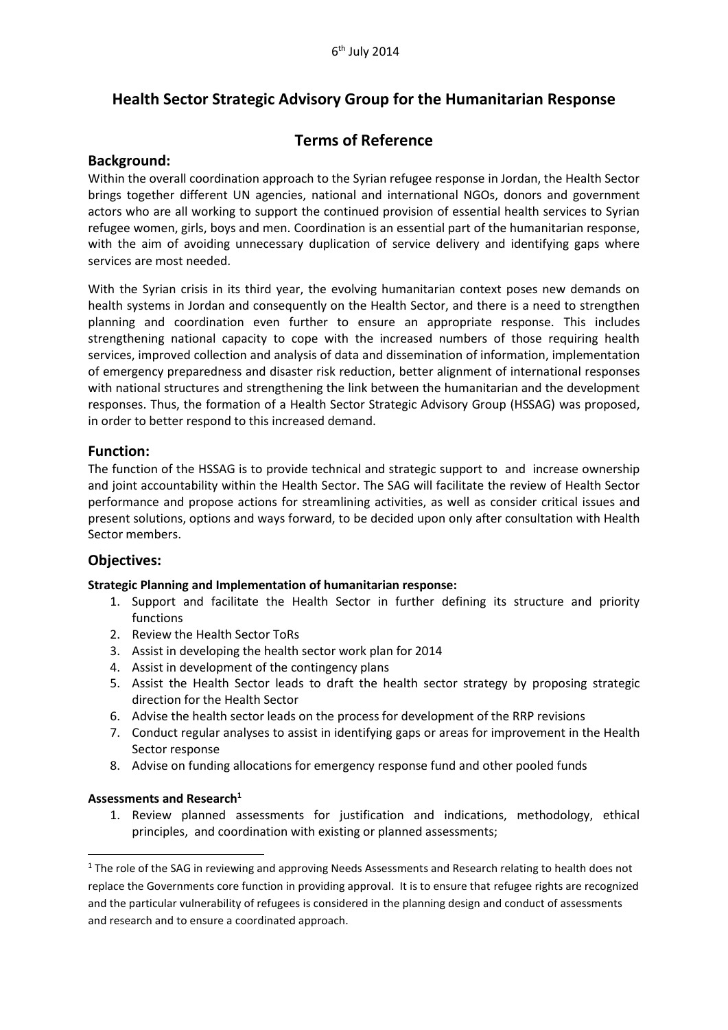6th July 2014

# Health Sector Strategic Advisory Group for the Humanitarian Response

## Terms of Reference

## Background:

Within the overall coordination approach to the Syrian refugee response in Jordan, the Health Sector brings together different UN agencies, national and international NGOs, donors and government actors who are all working to support the continued provision of essential health services to Syrian refugee women, girls, boys and men. Coordination is an essential part of the humanitarian response, with the aim of avoiding unnecessary duplication of service delivery and identifying gaps where services are most needed.

With the Syrian crisis in its third year, the evolving humanitarian context poses new demands on health systems in Jordan and consequently on the Health Sector, and there is a need to strengthen planning and coordination even further to ensure an appropriate response. This includes strengthening national capacity to cope with the increased numbers of those requiring health services, improved collection and analysis of data and dissemination of information, implementation of emergency preparedness and disaster risk reduction, better alignment of international responses with national structures and strengthening the link between the humanitarian and the development responses. Thus, the formation of a Health Sector Strategic Advisory Group (HSSAG) was proposed, in order to better respond to this increased demand.

## Function:

The function of the HSSAG is to provide technical and strategic support to and increase ownership and joint accountability within the Health Sector. The SAG will facilitate the review of Health Sector performance and propose actions for streamlining activities, as well as consider critical issues and present solutions, options and ways forward, to be decided upon only after consultation with Health Sector members.

## Objectives:

**Strategic Planning and Implementation of humanitarian response:**

1. Support and facilitate the Health Sector in further defining its structure and priority functions
2. Review the Health Sector ToRs
3. Assist in developing the health sector work plan for 2014
4. Assist in development of the contingency plans
5. Assist the Health Sector leads to draft the health sector strategy by proposing strategic direction for the Health Sector
6. Advise the health sector leads on the process for development of the RRP revisions
7. Conduct regular analyses to assist in identifying gaps or areas for improvement in the Health Sector response
8. Advise on funding allocations for emergency response fund and other pooled funds

**Assessments and Research[1]**

1. Review planned assessments for justification and indications, methodology, ethical principles, and coordination with existing or planned assessments;

[1] The role of the SAG in reviewing and approving Needs Assessments and Research relating to health does not replace the Governments core function in providing approval. It is to ensure that refugee rights are recognized and the particular vulnerability of refugees is considered in the planning design and conduct of assessments and research and to ensure a coordinated approach.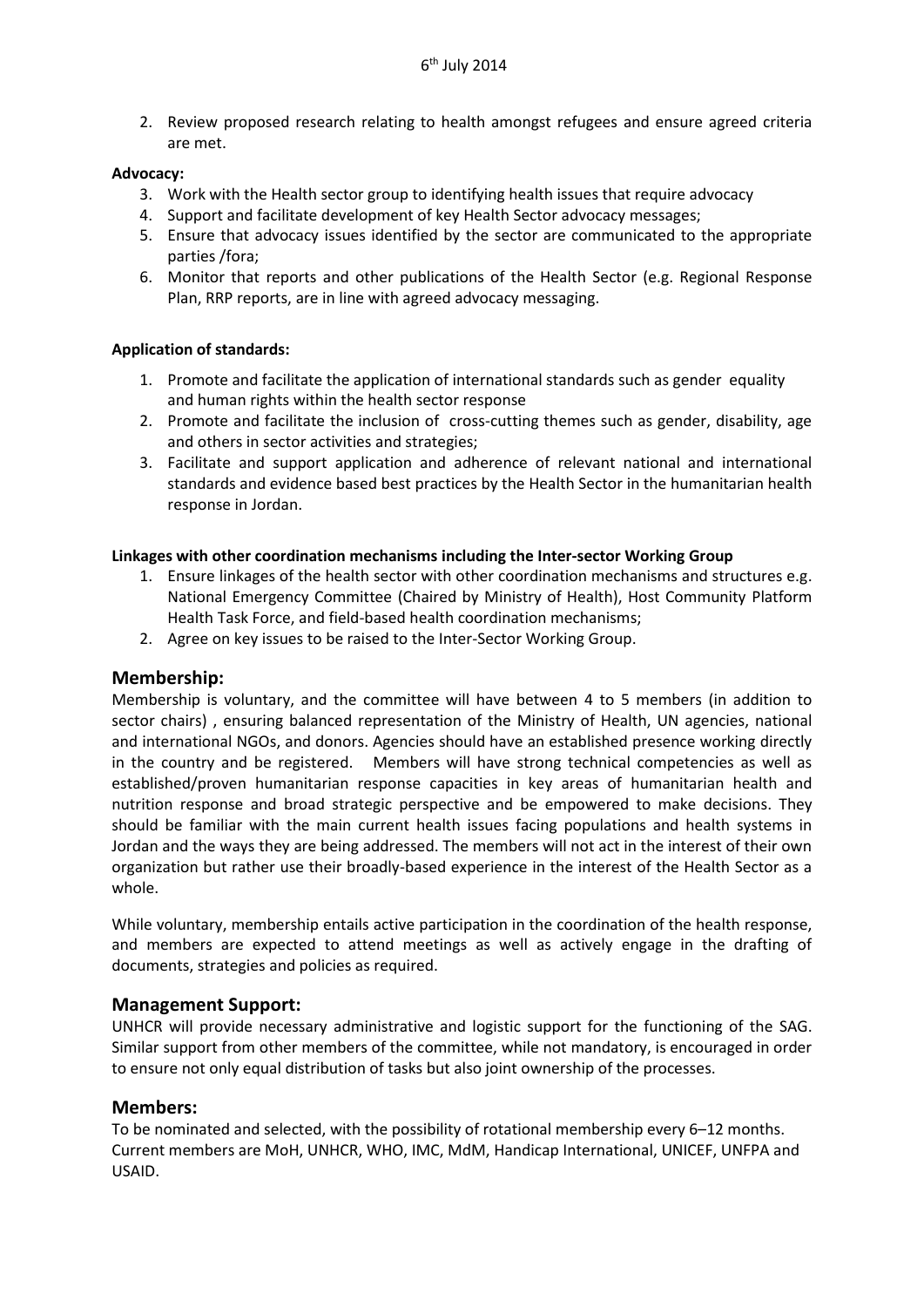2. Review proposed research relating to health amongst refugees and ensure agreed criteria are met.

**Advocacy:**

3. Work with the Health sector group to identifying health issues that require advocacy
4. Support and facilitate development of key Health Sector advocacy messages;
5. Ensure that advocacy issues identified by the sector are communicated to the appropriate parties /fora;
6. Monitor that reports and other publications of the Health Sector (e.g. Regional Response Plan, RRP reports, are in line with agreed advocacy messaging.

**Application of standards:**

1. Promote and facilitate the application of international standards such as gender equality and human rights within the health sector response
2. Promote and facilitate the inclusion of cross-cutting themes such as gender, disability, age and others in sector activities and strategies;
3. Facilitate and support application and adherence of relevant national and international standards and evidence based best practices by the Health Sector in the humanitarian health response in Jordan.

**Linkages with other coordination mechanisms including the Inter-sector Working Group**

1. Ensure linkages of the health sector with other coordination mechanisms and structures e.g. National Emergency Committee (Chaired by Ministry of Health), Host Community Platform Health Task Force, and field-based health coordination mechanisms;
2. Agree on key issues to be raised to the Inter-Sector Working Group.

## Membership:

Membership is voluntary, and the committee will have between 4 to 5 members (in addition to sector chairs) , ensuring balanced representation of the Ministry of Health, UN agencies, national and international NGOs, and donors. Agencies should have an established presence working directly in the country and be registered. Members will have strong technical competencies as well as established/proven humanitarian response capacities in key areas of humanitarian health and nutrition response and broad strategic perspective and be empowered to make decisions. They should be familiar with the main current health issues facing populations and health systems in Jordan and the ways they are being addressed. The members will not act in the interest of their own organization but rather use their broadly-based experience in the interest of the Health Sector as a whole.

While voluntary, membership entails active participation in the coordination of the health response, and members are expected to attend meetings as well as actively engage in the drafting of documents, strategies and policies as required.

## Management Support:

UNHCR will provide necessary administrative and logistic support for the functioning of the SAG. Similar support from other members of the committee, while not mandatory, is encouraged in order to ensure not only equal distribution of tasks but also joint ownership of the processes.

## Members:

To be nominated and selected, with the possibility of rotational membership every 6–12 months. Current members are MoH, UNHCR, WHO, IMC, MdM, Handicap International, UNICEF, UNFPA and USAID.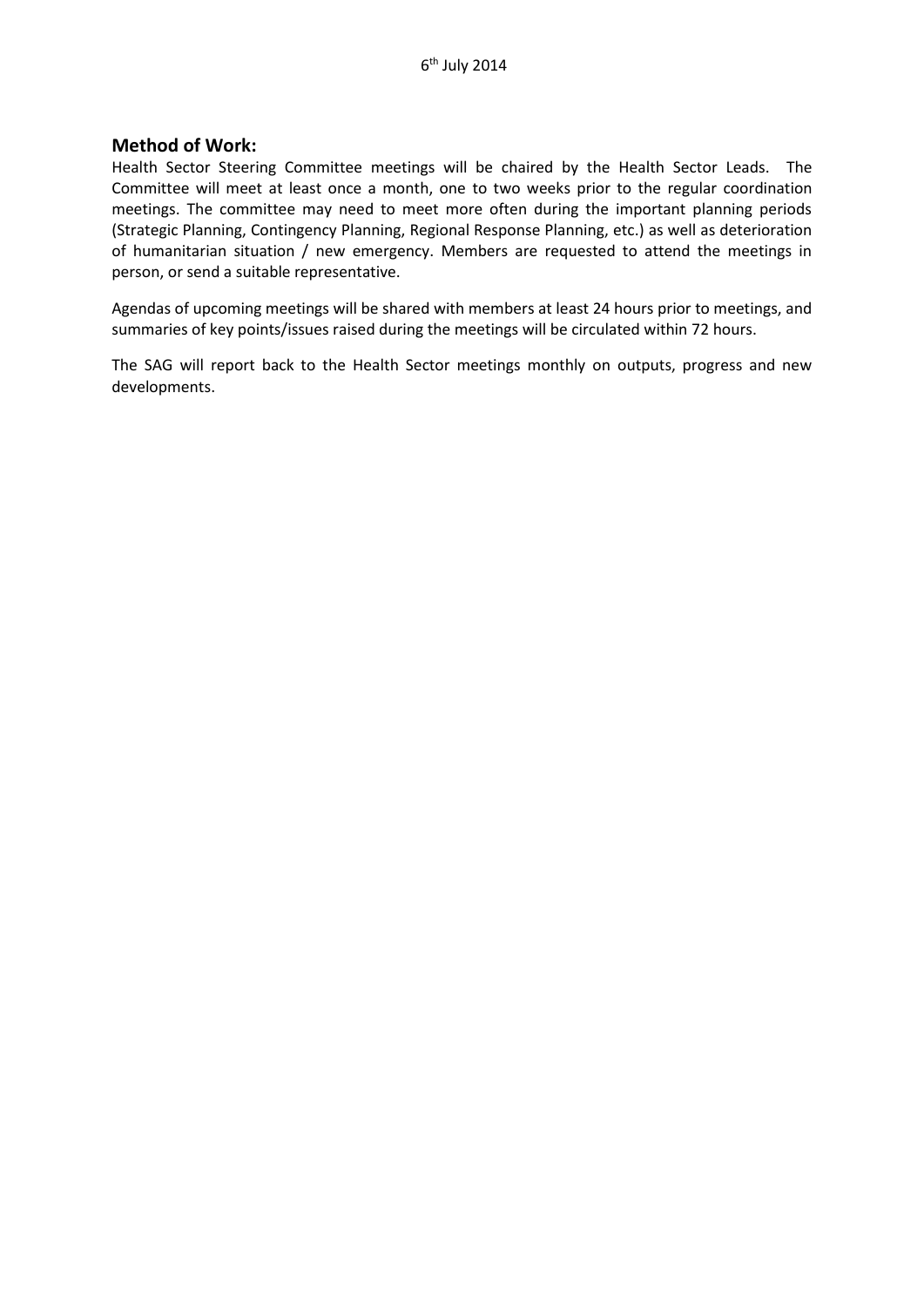## Method of Work:

Health Sector Steering Committee meetings will be chaired by the Health Sector Leads. The Committee will meet at least once a month, one to two weeks prior to the regular coordination meetings. The committee may need to meet more often during the important planning periods (Strategic Planning, Contingency Planning, Regional Response Planning, etc.) as well as deterioration of humanitarian situation / new emergency. Members are requested to attend the meetings in person, or send a suitable representative.

Agendas of upcoming meetings will be shared with members at least 24 hours prior to meetings, and summaries of key points/issues raised during the meetings will be circulated within 72 hours.

The SAG will report back to the Health Sector meetings monthly on outputs, progress and new developments.